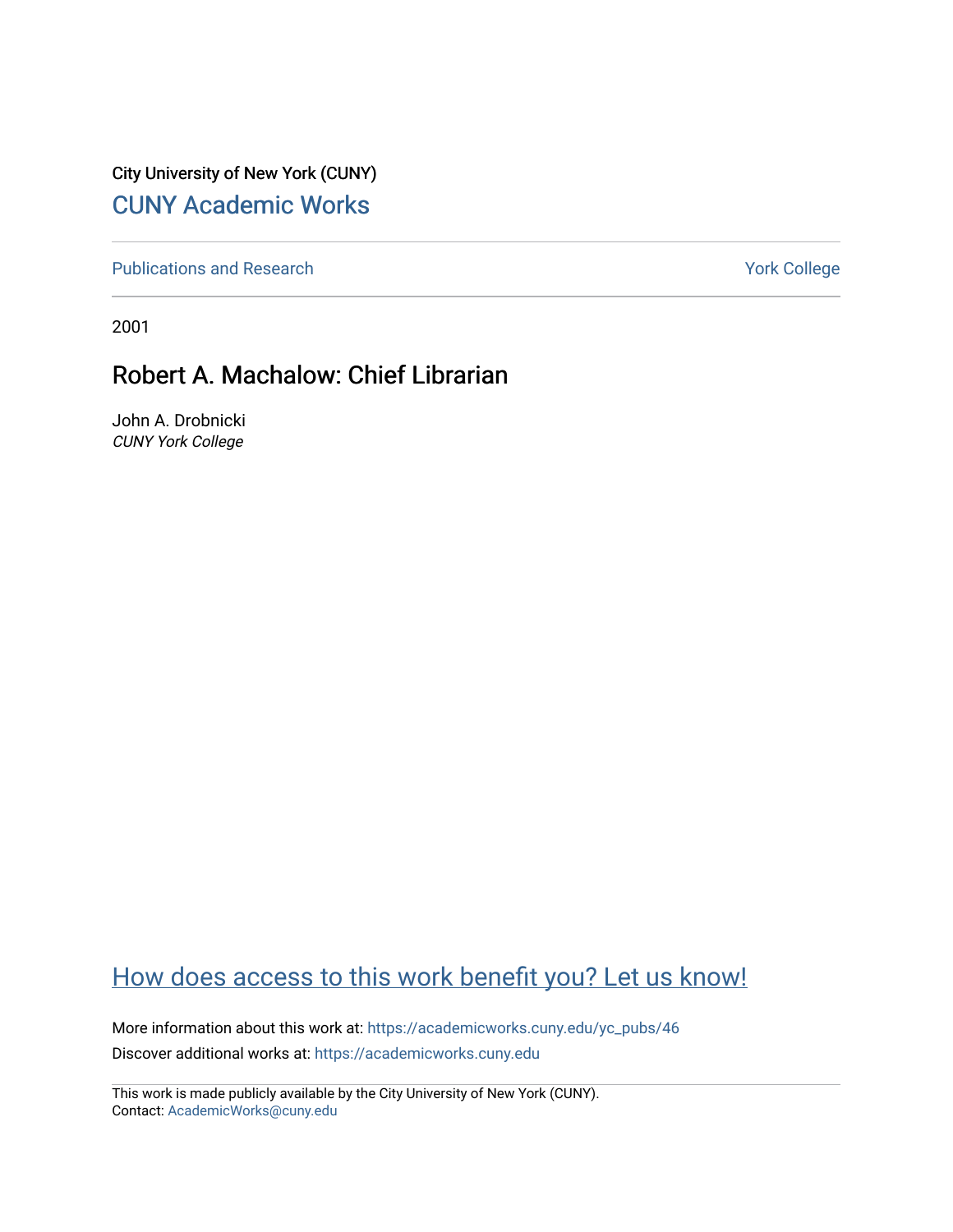City University of New York (CUNY)

CUNY Academic Works

Publications and Research

York College

2001

# Robert A. Machalow: Chief Librarian

John A. Drobnicki
*CUNY York College*

How does access to this work benefit you? Let us know!

More information about this work at: https://academicworks.cuny.edu/yc_pubs/46

Discover additional works at: https://academicworks.cuny.edu

This work is made publicly available by the City University of New York (CUNY).
Contact: AcademicWorks@cuny.edu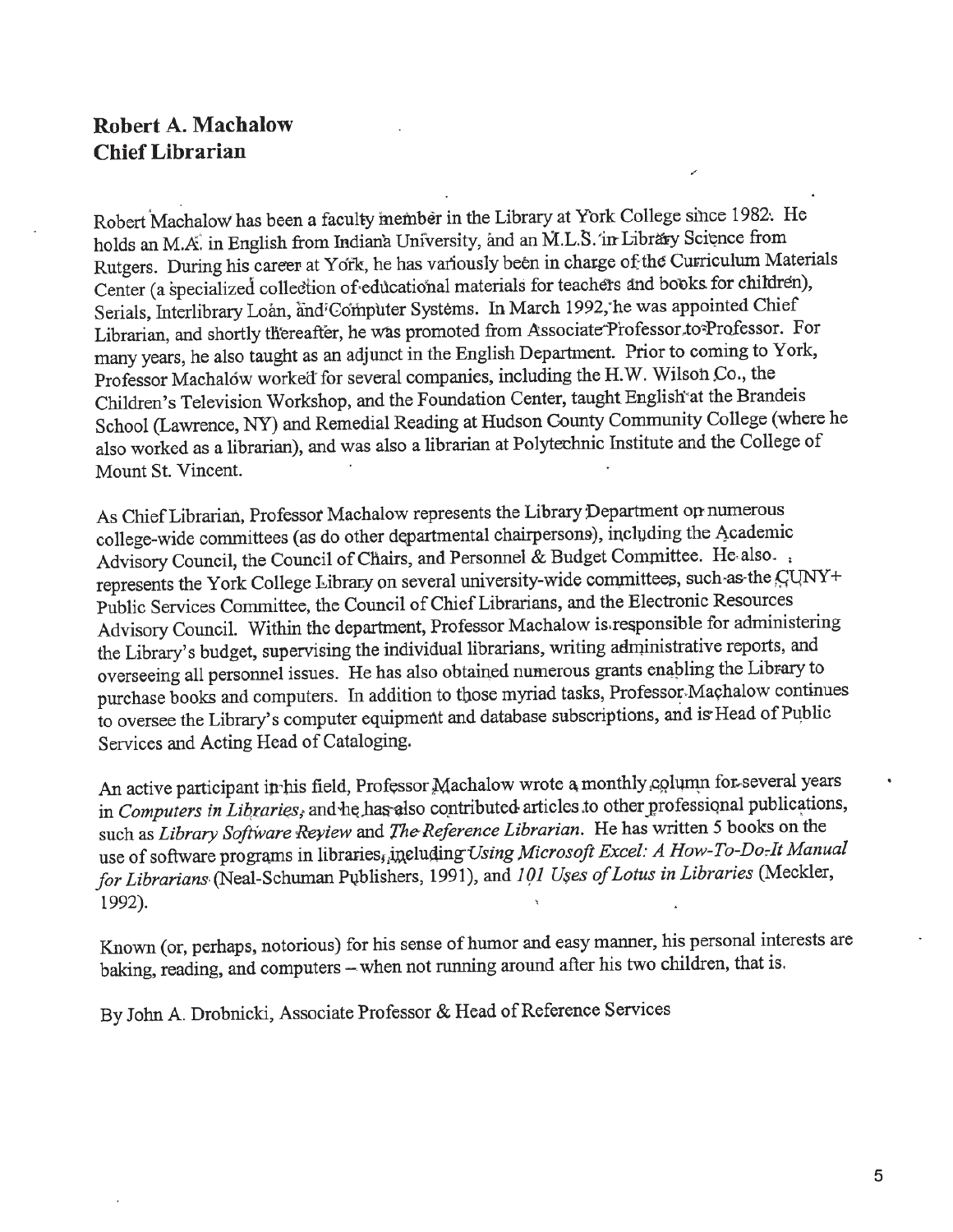## Robert A. Machalow
## Chief Librarian

Robert Machalow has been a faculty member in the Library at York College since 1982. He holds an M.A. in English from Indiana University, and an M.L.S. in Library Science from Rutgers. During his career at York, he has variously been in charge of the Curriculum Materials Center (a specialized collection of educational materials for teachers and books for children), Serials, Interlibrary Loan, and Computer Systems. In March 1992, he was appointed Chief Librarian, and shortly thereafter, he was promoted from Associate Professor to Professor. For many years, he also taught as an adjunct in the English Department. Prior to coming to York, Professor Machalow worked for several companies, including the H.W. Wilson Co., the Children's Television Workshop, and the Foundation Center, taught English at the Brandeis School (Lawrence, NY) and Remedial Reading at Hudson County Community College (where he also worked as a librarian), and was also a librarian at Polytechnic Institute and the College of Mount St. Vincent.

As Chief Librarian, Professor Machalow represents the Library Department on numerous college-wide committees (as do other departmental chairpersons), including the Academic Advisory Council, the Council of Chairs, and Personnel & Budget Committee. He also represents the York College Library on several university-wide committees, such as the CUNY+ Public Services Committee, the Council of Chief Librarians, and the Electronic Resources Advisory Council. Within the department, Professor Machalow is responsible for administering the Library's budget, supervising the individual librarians, writing administrative reports, and overseeing all personnel issues. He has also obtained numerous grants enabling the Library to purchase books and computers. In addition to those myriad tasks, Professor Machalow continues to oversee the Library's computer equipment and database subscriptions, and is Head of Public Services and Acting Head of Cataloging.

An active participant in his field, Professor Machalow wrote a monthly column for several years in *Computers in Libraries*, and he has also contributed articles to other professional publications, such as *Library Software Review* and *The Reference Librarian*. He has written 5 books on the use of software programs in libraries, including *Using Microsoft Excel: A How-To-Do-It Manual for Librarians* (Neal-Schuman Publishers, 1991), and *101 Uses of Lotus in Libraries* (Meckler, 1992).

Known (or, perhaps, notorious) for his sense of humor and easy manner, his personal interests are baking, reading, and computers – when not running around after his two children, that is.

By John A. Drobnicki, Associate Professor & Head of Reference Services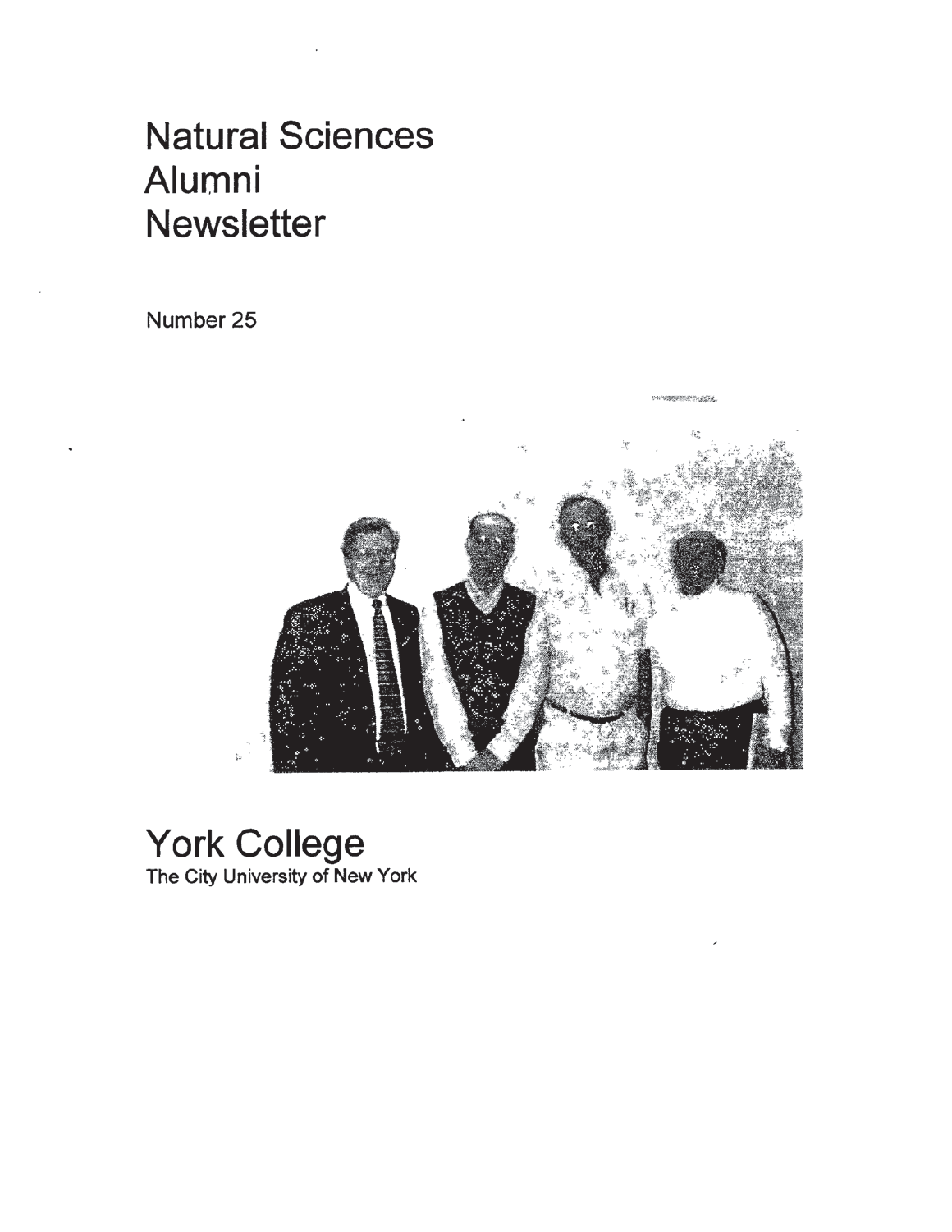# Natural Sciences Alumni Newsletter

Number 25

# York College

The City University of New York